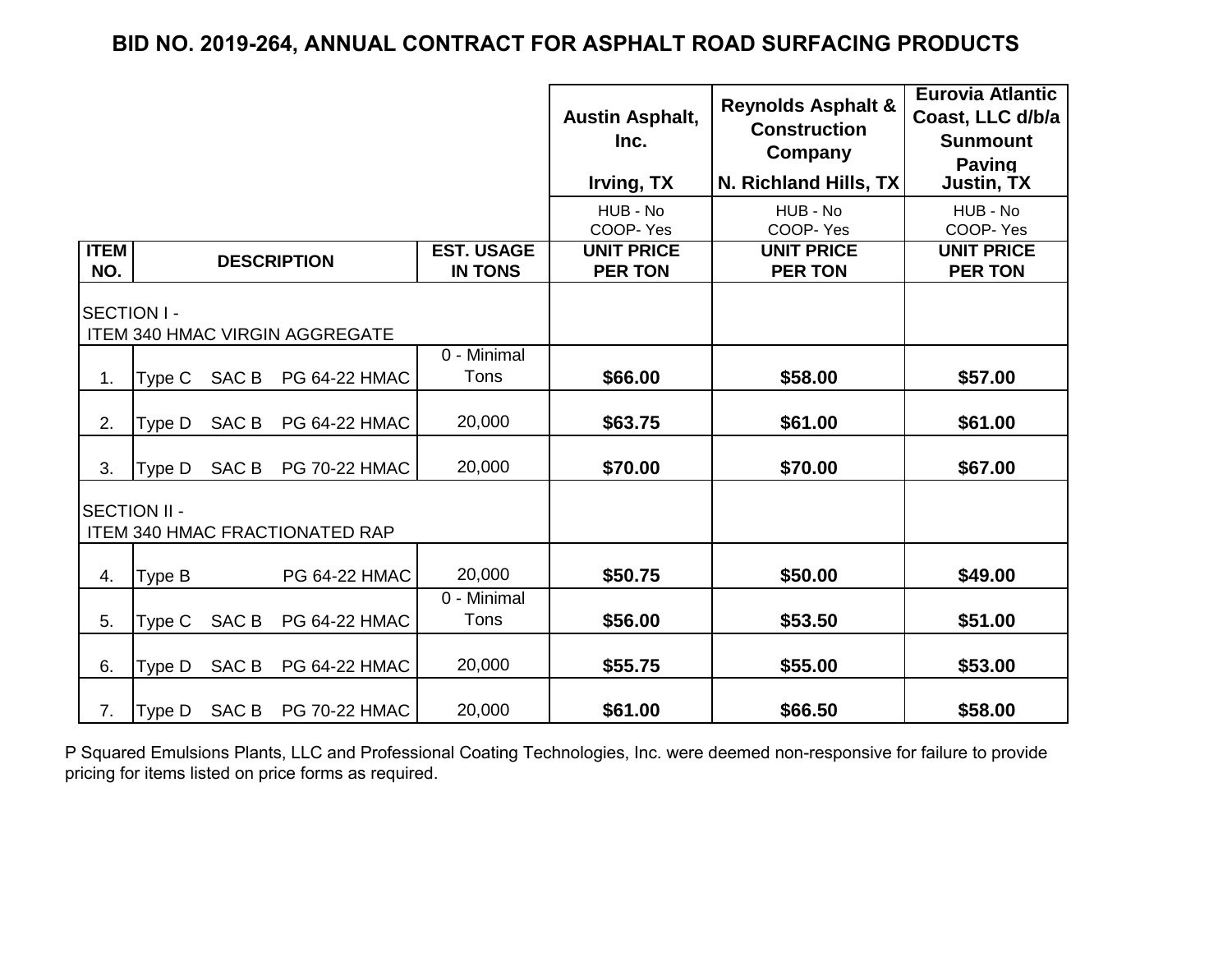# BID NO. 2019-264, ANNUAL CONTRACT FOR ASPHALT ROAD SURFACING PRODUCTS

| ITEM NO. | DESCRIPTION | EST. USAGE IN TONS | Austin Asphalt, Inc. Irving, TX | Reynolds Asphalt & Construction Company N. Richland Hills, TX | Eurovia Atlantic Coast, LLC d/b/a Sunmount Paving Justin, TX |
|---|---|---|---|---|---|
| | | | HUB - No COOP- Yes | HUB - No COOP- Yes | HUB - No COOP- Yes |
| | | | **UNIT PRICE PER TON** | **UNIT PRICE PER TON** | **UNIT PRICE PER TON** |
| SECTION I - ITEM 340 HMAC VIRGIN AGGREGATE | | | | | |
| 1. | Type C SAC B PG 64-22 HMAC | 0 - Minimal Tons | **$66.00** | **$58.00** | **$57.00** |
| 2. | Type D SAC B PG 64-22 HMAC | 20,000 | **$63.75** | **$61.00** | **$61.00** |
| 3. | Type D SAC B PG 70-22 HMAC | 20,000 | **$70.00** | **$70.00** | **$67.00** |
| SECTION II - ITEM 340 HMAC FRACTIONATED RAP | | | | | |
| 4. | Type B PG 64-22 HMAC | 20,000 | **$50.75** | **$50.00** | **$49.00** |
| 5. | Type C SAC B PG 64-22 HMAC | 0 - Minimal Tons | **$56.00** | **$53.50** | **$51.00** |
| 6. | Type D SAC B PG 64-22 HMAC | 20,000 | **$55.75** | **$55.00** | **$53.00** |
| 7. | Type D SAC B PG 70-22 HMAC | 20,000 | **$61.00** | **$66.50** | **$58.00** |

P Squared Emulsions Plants, LLC and Professional Coating Technologies, Inc. were deemed non-responsive for failure to provide pricing for items listed on price forms as required.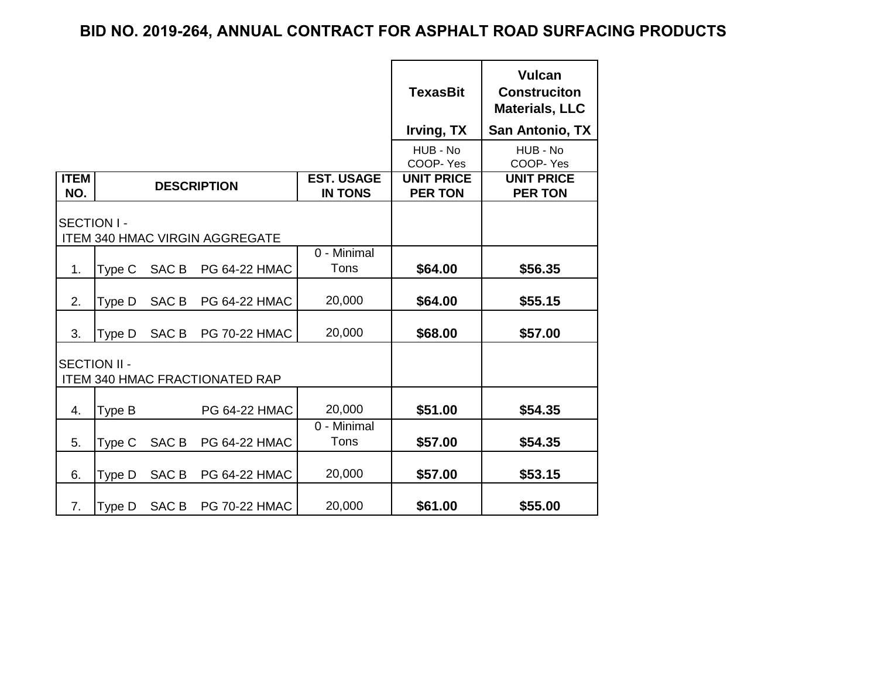# BID NO. 2019-264, ANNUAL CONTRACT FOR ASPHALT ROAD SURFACING PRODUCTS

| | | | TexasBit<br>Irving, TX | Vulcan Construciton Materials, LLC<br>San Antonio, TX |
|---|---|---|---|---|
| | | | HUB - No<br>COOP- Yes | HUB - No<br>COOP- Yes |
| **ITEM NO.** | **DESCRIPTION** | **EST. USAGE IN TONS** | **UNIT PRICE PER TON** | **UNIT PRICE PER TON** |
| SECTION I - ITEM 340 HMAC VIRGIN AGGREGATE | | | | |
| 1. | Type C SAC B PG 64-22 HMAC | 0 - Minimal Tons | **$64.00** | **$56.35** |
| 2. | Type D SAC B PG 64-22 HMAC | 20,000 | **$64.00** | **$55.15** |
| 3. | Type D SAC B PG 70-22 HMAC | 20,000 | **$68.00** | **$57.00** |
| SECTION II - ITEM 340 HMAC FRACTIONATED RAP | | | | |
| 4. | Type B PG 64-22 HMAC | 20,000 | **$51.00** | **$54.35** |
| 5. | Type C SAC B PG 64-22 HMAC | 0 - Minimal Tons | **$57.00** | **$54.35** |
| 6. | Type D SAC B PG 64-22 HMAC | 20,000 | **$57.00** | **$53.15** |
| 7. | Type D SAC B PG 70-22 HMAC | 20,000 | **$61.00** | **$55.00** |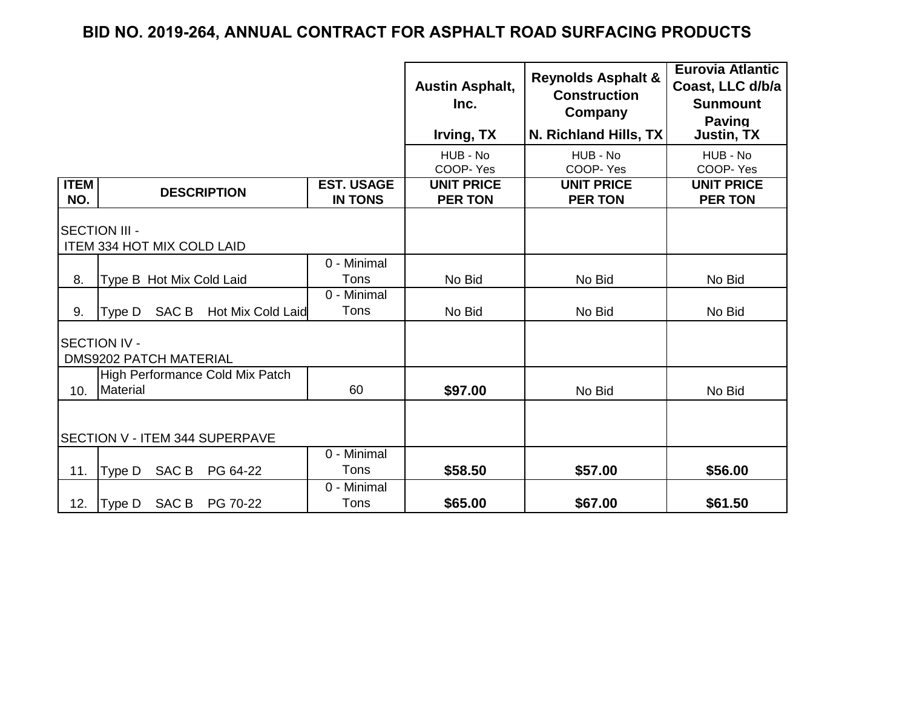# BID NO. 2019-264, ANNUAL CONTRACT FOR ASPHALT ROAD SURFACING PRODUCTS

| | | | Austin Asphalt, Inc.<br>Irving, TX | Reynolds Asphalt & Construction Company<br>N. Richland Hills, TX | Eurovia Atlantic Coast, LLC d/b/a Sunmount Paving<br>Justin, TX |
|---|---|---|---|---|---|
| | | | HUB - No<br>COOP- Yes | HUB - No<br>COOP- Yes | HUB - No<br>COOP- Yes |
| **ITEM NO.** | **DESCRIPTION** | **EST. USAGE IN TONS** | **UNIT PRICE PER TON** | **UNIT PRICE PER TON** | **UNIT PRICE PER TON** |
| SECTION III - ITEM 334 HOT MIX COLD LAID | | | | | |
| 8. | Type B Hot Mix Cold Laid | 0 - Minimal Tons | No Bid | No Bid | No Bid |
| 9. | Type D SAC B Hot Mix Cold Laid | 0 - Minimal Tons | No Bid | No Bid | No Bid |
| SECTION IV - DMS9202 PATCH MATERIAL | | | | | |
| 10. | High Performance Cold Mix Patch Material | 60 | **$97.00** | No Bid | No Bid |
| SECTION V - ITEM 344 SUPERPAVE | | | | | |
| 11. | Type D SAC B PG 64-22 | 0 - Minimal Tons | **$58.50** | **$57.00** | **$56.00** |
| 12. | Type D SAC B PG 70-22 | 0 - Minimal Tons | **$65.00** | **$67.00** | **$61.50** |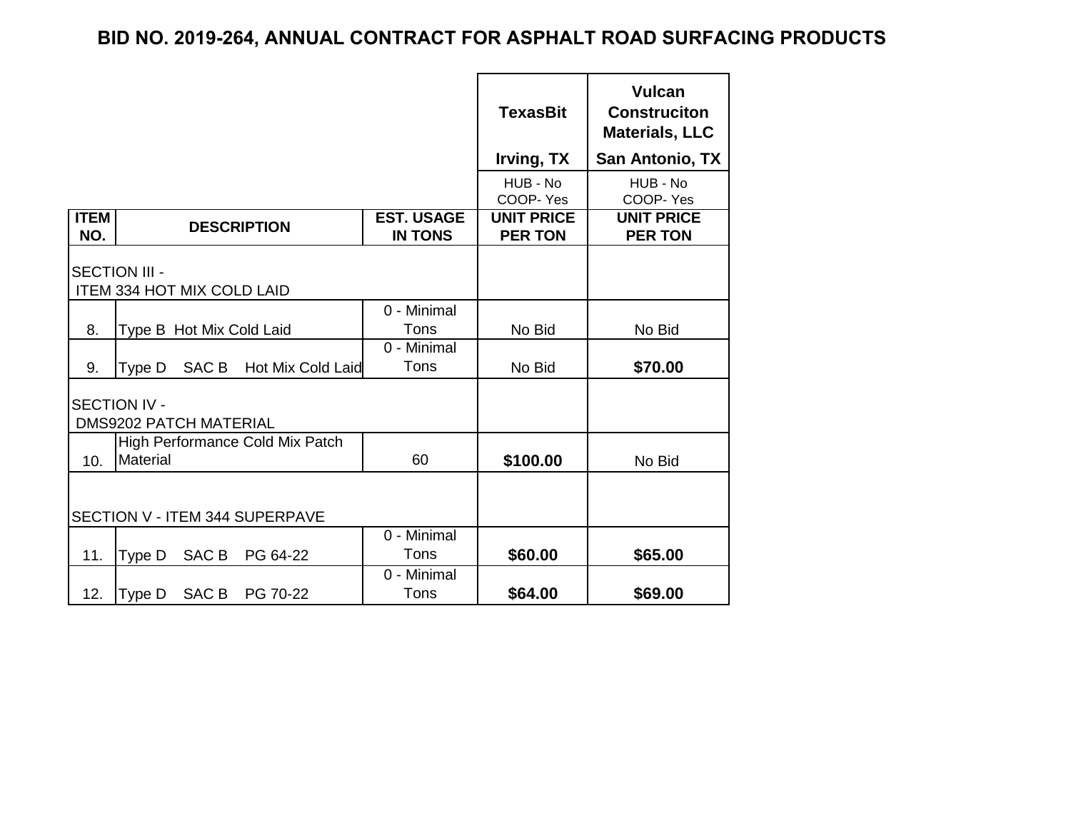# BID NO. 2019-264, ANNUAL CONTRACT FOR ASPHALT ROAD SURFACING PRODUCTS

| | | | TexasBit<br>Irving, TX | Vulcan Construciton Materials, LLC<br>San Antonio, TX |
|---|---|---|---|---|
| | | | HUB - No<br>COOP- Yes | HUB - No<br>COOP- Yes |
| **ITEM NO.** | **DESCRIPTION** | **EST. USAGE IN TONS** | **UNIT PRICE PER TON** | **UNIT PRICE PER TON** |
| SECTION III - ITEM 334 HOT MIX COLD LAID | | | | |
| 8. | Type B Hot Mix Cold Laid | 0 - Minimal Tons | No Bid | No Bid |
| 9. | Type D SAC B Hot Mix Cold Laid | 0 - Minimal Tons | No Bid | **$70.00** |
| SECTION IV - DMS9202 PATCH MATERIAL | | | | |
| 10. | High Performance Cold Mix Patch Material | 60 | **$100.00** | No Bid |
| SECTION V - ITEM 344 SUPERPAVE | | | | |
| 11. | Type D SAC B PG 64-22 | 0 - Minimal Tons | **$60.00** | **$65.00** |
| 12. | Type D SAC B PG 70-22 | 0 - Minimal Tons | **$64.00** | **$69.00** |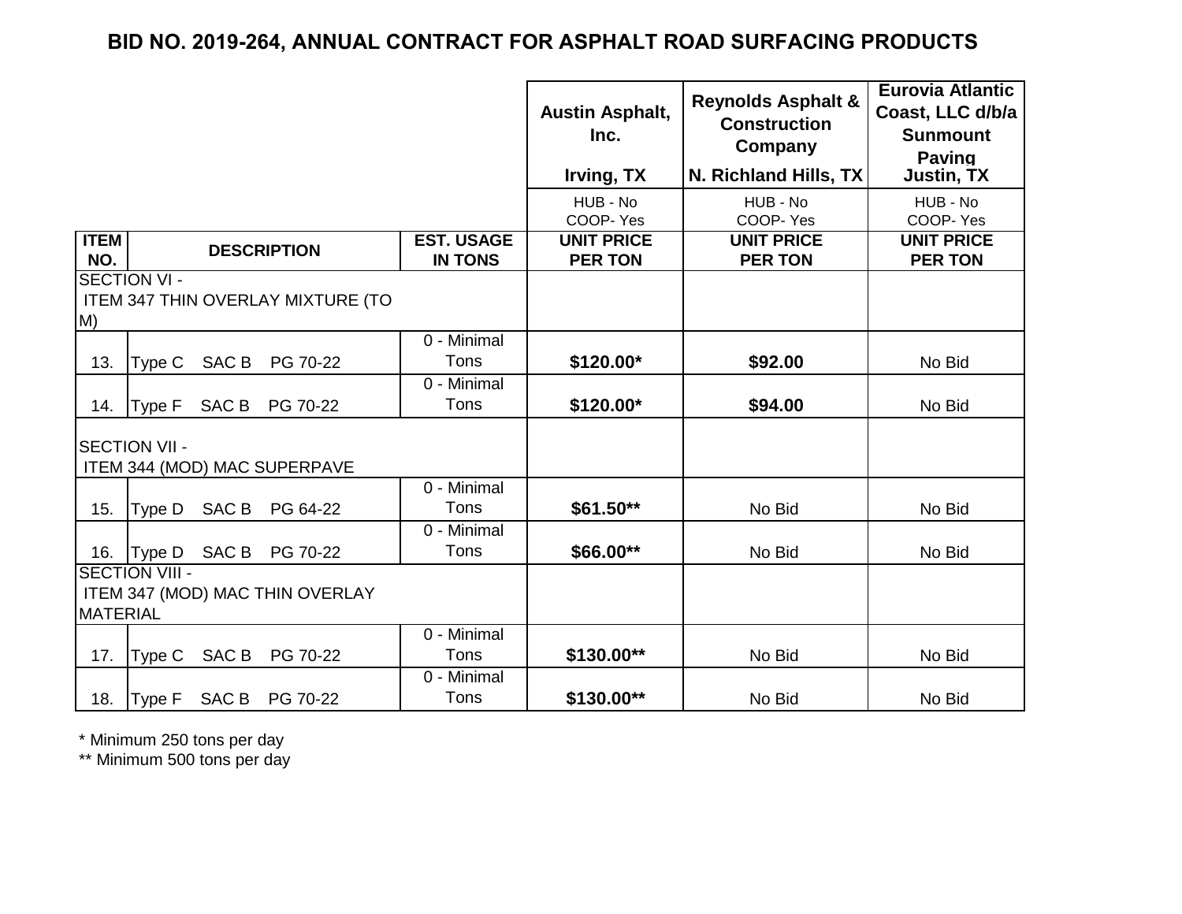# BID NO. 2019-264, ANNUAL CONTRACT FOR ASPHALT ROAD SURFACING PRODUCTS

| ITEM NO. | DESCRIPTION | EST. USAGE IN TONS | Austin Asphalt, Inc.<br>Irving, TX<br>HUB - No<br>COOP- Yes<br>UNIT PRICE PER TON | Reynolds Asphalt & Construction Company<br>N. Richland Hills, TX<br>HUB - No<br>COOP- Yes<br>UNIT PRICE PER TON | Eurovia Atlantic Coast, LLC d/b/a Sunmount Paving<br>Justin, TX<br>HUB - No<br>COOP- Yes<br>UNIT PRICE PER TON |
|---|---|---|---|---|---|
| SECTION VI - ITEM 347 THIN OVERLAY MIXTURE (TOM) | | | | | |
| 13. | Type C SAC B PG 70-22 | 0 - Minimal Tons | **$120.00*** | **$92.00** | No Bid |
| 14. | Type F SAC B PG 70-22 | 0 - Minimal Tons | **$120.00*** | **$94.00** | No Bid |
| SECTION VII - ITEM 344 (MOD) MAC SUPERPAVE | | | | | |
| 15. | Type D SAC B PG 64-22 | 0 - Minimal Tons | **$61.50**** | No Bid | No Bid |
| 16. | Type D SAC B PG 70-22 | 0 - Minimal Tons | **$66.00**** | No Bid | No Bid |
| SECTION VIII - ITEM 347 (MOD) MAC THIN OVERLAY MATERIAL | | | | | |
| 17. | Type C SAC B PG 70-22 | 0 - Minimal Tons | **$130.00**** | No Bid | No Bid |
| 18. | Type F SAC B PG 70-22 | 0 - Minimal Tons | **$130.00**** | No Bid | No Bid |

* Minimum 250 tons per day

** Minimum 500 tons per day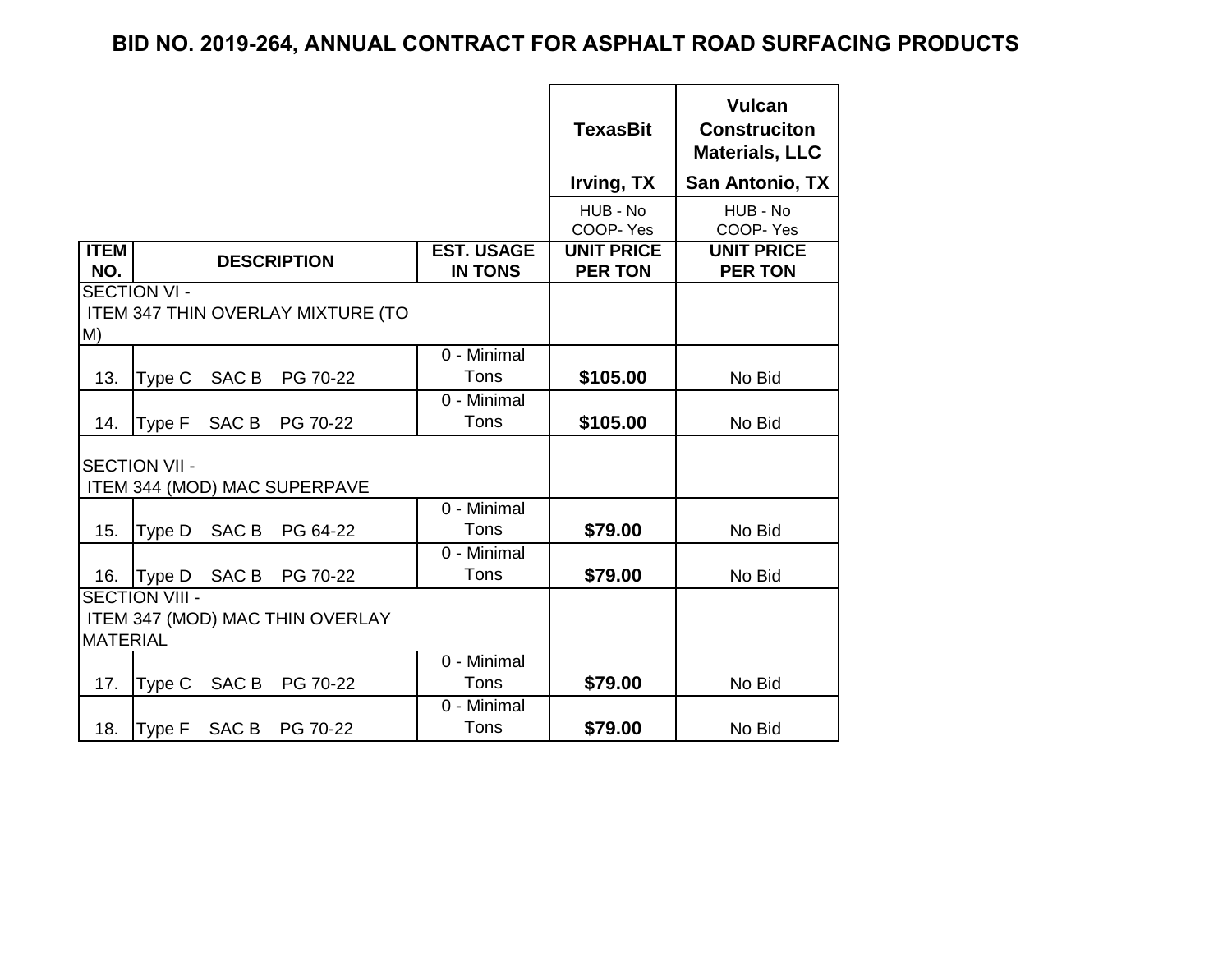# BID NO. 2019-264, ANNUAL CONTRACT FOR ASPHALT ROAD SURFACING PRODUCTS

| | | | **TexasBit** | **Vulcan Construciton Materials, LLC** |
|---|---|---|---|---|
| | | | **Irving, TX** | **San Antonio, TX** |
| | | | HUB - No COOP- Yes | HUB - No COOP- Yes |
| **ITEM NO.** | **DESCRIPTION** | **EST. USAGE IN TONS** | **UNIT PRICE PER TON** | **UNIT PRICE PER TON** |
| SECTION VI - ITEM 347 THIN OVERLAY MIXTURE (TOM) | | | | |
| 13. | Type C SAC B PG 70-22 | 0 - Minimal Tons | **$105.00** | No Bid |
| 14. | Type F SAC B PG 70-22 | 0 - Minimal Tons | **$105.00** | No Bid |
| SECTION VII - ITEM 344 (MOD) MAC SUPERPAVE | | | | |
| 15. | Type D SAC B PG 64-22 | 0 - Minimal Tons | **$79.00** | No Bid |
| 16. | Type D SAC B PG 70-22 | 0 - Minimal Tons | **$79.00** | No Bid |
| SECTION VIII - ITEM 347 (MOD) MAC THIN OVERLAY MATERIAL | | | | |
| 17. | Type C SAC B PG 70-22 | 0 - Minimal Tons | **$79.00** | No Bid |
| 18. | Type F SAC B PG 70-22 | 0 - Minimal Tons | **$79.00** | No Bid |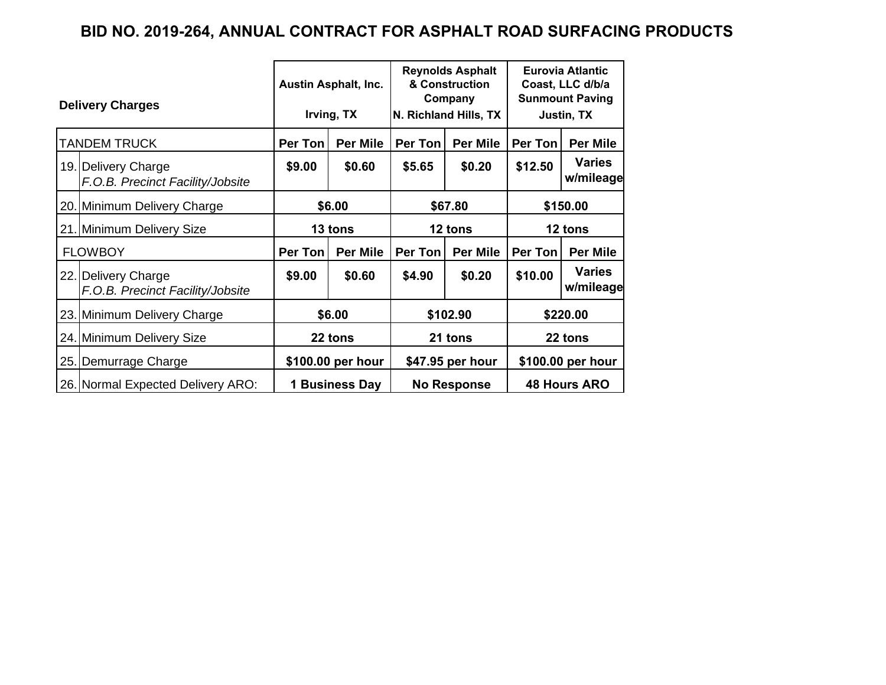## BID NO. 2019-264, ANNUAL CONTRACT FOR ASPHALT ROAD SURFACING PRODUCTS

| Delivery Charges | Austin Asphalt, Inc. Irving, TX | | Reynolds Asphalt & Construction Company N. Richland Hills, TX | | Eurovia Atlantic Coast, LLC d/b/a Sunmount Paving Justin, TX | |
|---|---|---|---|---|---|---|
| TANDEM TRUCK | Per Ton | Per Mile | Per Ton | Per Mile | Per Ton | Per Mile |
| 19. Delivery Charge *F.O.B. Precinct Facility/Jobsite* | $9.00 | $0.60 | $5.65 | $0.20 | $12.50 | Varies w/mileage |
| 20. Minimum Delivery Charge | $6.00 | | $67.80 | | $150.00 | |
| 21. Minimum Delivery Size | 13 tons | | 12 tons | | 12 tons | |
| FLOWBOY | Per Ton | Per Mile | Per Ton | Per Mile | Per Ton | Per Mile |
| 22. Delivery Charge *F.O.B. Precinct Facility/Jobsite* | $9.00 | $0.60 | $4.90 | $0.20 | $10.00 | Varies w/mileage |
| 23. Minimum Delivery Charge | $6.00 | | $102.90 | | $220.00 | |
| 24. Minimum Delivery Size | 22 tons | | 21 tons | | 22 tons | |
| 25. Demurrage Charge | $100.00 per hour | | $47.95 per hour | | $100.00 per hour | |
| 26. Normal Expected Delivery ARO: | 1 Business Day | | No Response | | 48 Hours ARO | |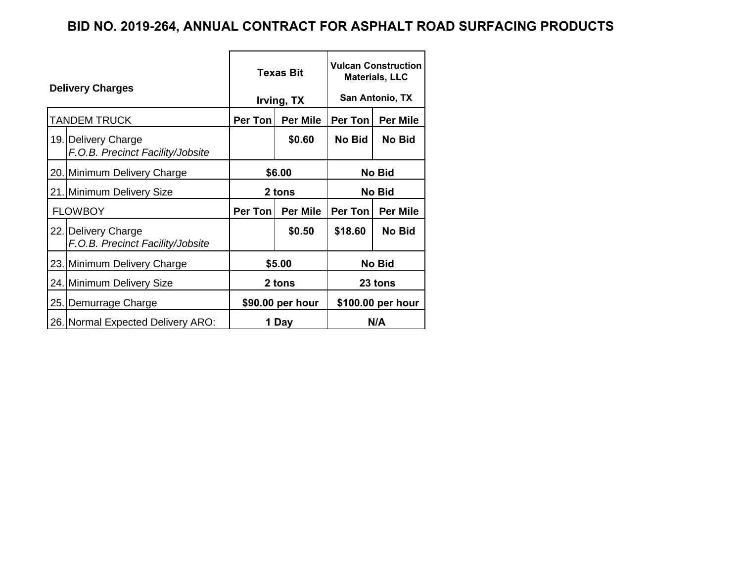# BID NO. 2019-264, ANNUAL CONTRACT FOR ASPHALT ROAD SURFACING PRODUCTS

| Delivery Charges | | Texas Bit<br>Irving, TX | | Vulcan Construction Materials, LLC<br>San Antonio, TX | |
|---|---|---|---|---|---|
| TANDEM TRUCK | | Per Ton | Per Mile | Per Ton | Per Mile |
| 19. | Delivery Charge<br>*F.O.B. Precinct Facility/Jobsite* | | $0.60 | No Bid | No Bid |
| 20. | Minimum Delivery Charge | $6.00 | | No Bid | |
| 21. | Minimum Delivery Size | 2 tons | | No Bid | |
| FLOWBOY | | Per Ton | Per Mile | Per Ton | Per Mile |
| 22. | Delivery Charge<br>*F.O.B. Precinct Facility/Jobsite* | | $0.50 | $18.60 | No Bid |
| 23. | Minimum Delivery Charge | $5.00 | | No Bid | |
| 24. | Minimum Delivery Size | 2 tons | | 23 tons | |
| 25. | Demurrage Charge | $90.00 per hour | | $100.00 per hour | |
| 26. | Normal Expected Delivery ARO: | 1 Day | | N/A | |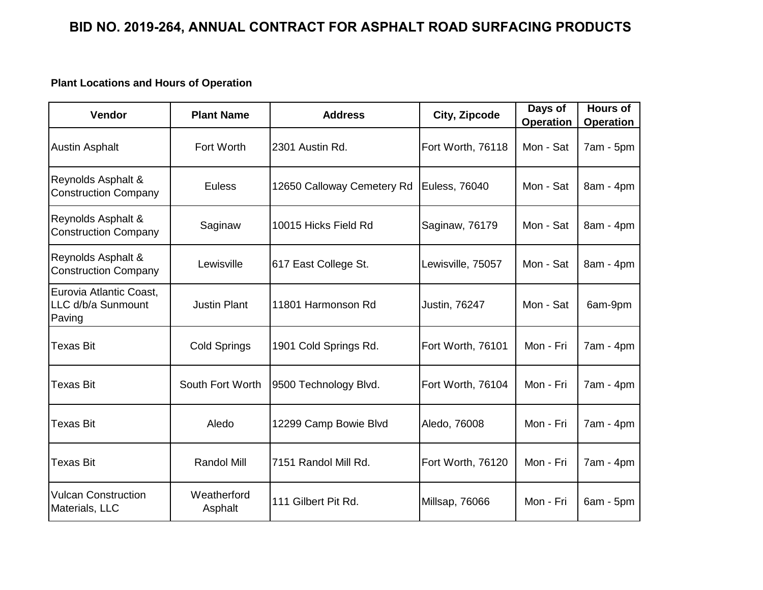# BID NO. 2019-264, ANNUAL CONTRACT FOR ASPHALT ROAD SURFACING PRODUCTS

**Plant Locations and Hours of Operation**

| Vendor | Plant Name | Address | City, Zipcode | Days of Operation | Hours of Operation |
|---|---|---|---|---|---|
| Austin Asphalt | Fort Worth | 2301 Austin Rd. | Fort Worth, 76118 | Mon - Sat | 7am - 5pm |
| Reynolds Asphalt & Construction Company | Euless | 12650 Calloway Cemetery Rd | Euless, 76040 | Mon - Sat | 8am - 4pm |
| Reynolds Asphalt & Construction Company | Saginaw | 10015 Hicks Field Rd | Saginaw, 76179 | Mon - Sat | 8am - 4pm |
| Reynolds Asphalt & Construction Company | Lewisville | 617 East College St. | Lewisville, 75057 | Mon - Sat | 8am - 4pm |
| Eurovia Atlantic Coast, LLC d/b/a Sunmount Paving | Justin Plant | 11801 Harmonson Rd | Justin, 76247 | Mon - Sat | 6am-9pm |
| Texas Bit | Cold Springs | 1901 Cold Springs Rd. | Fort Worth, 76101 | Mon - Fri | 7am - 4pm |
| Texas Bit | South Fort Worth | 9500 Technology Blvd. | Fort Worth, 76104 | Mon - Fri | 7am - 4pm |
| Texas Bit | Aledo | 12299 Camp Bowie Blvd | Aledo, 76008 | Mon - Fri | 7am - 4pm |
| Texas Bit | Randol Mill | 7151 Randol Mill Rd. | Fort Worth, 76120 | Mon - Fri | 7am - 4pm |
| Vulcan Construction Materials, LLC | Weatherford Asphalt | 111 Gilbert Pit Rd. | Millsap, 76066 | Mon - Fri | 6am - 5pm |